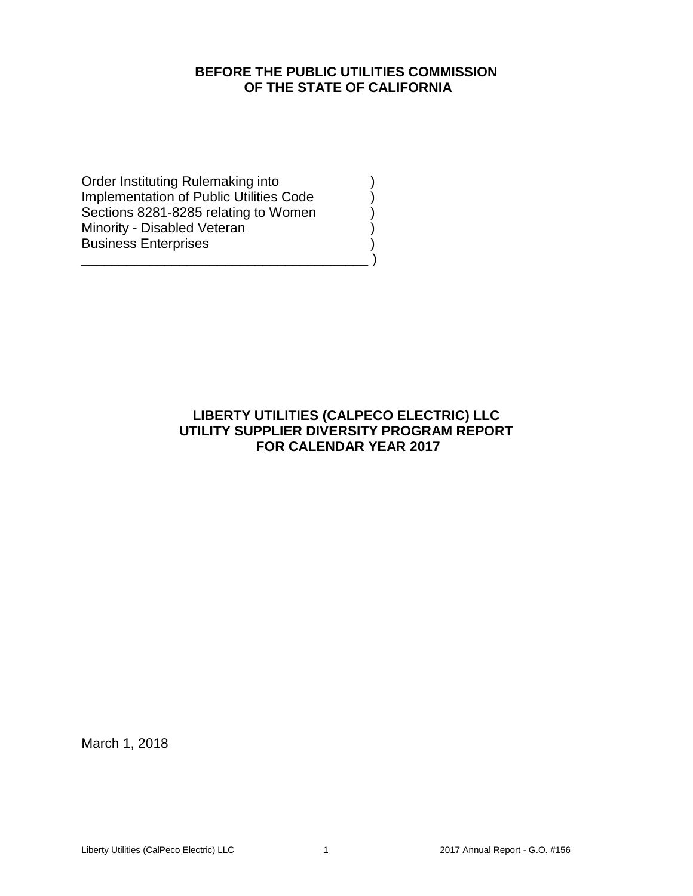**BEFORE THE PUBLIC UTILITIES COMMISSION**
**OF THE STATE OF CALIFORNIA**

Order Instituting Rulemaking into )
Implementation of Public Utilities Code )
Sections 8281-8285 relating to Women )
Minority - Disabled Veteran )
Business Enterprises )
______________________________________ )

**LIBERTY UTILITIES (CALPECO ELECTRIC) LLC**
**UTILITY SUPPLIER DIVERSITY PROGRAM REPORT**
**FOR CALENDAR YEAR 2017**

March 1, 2018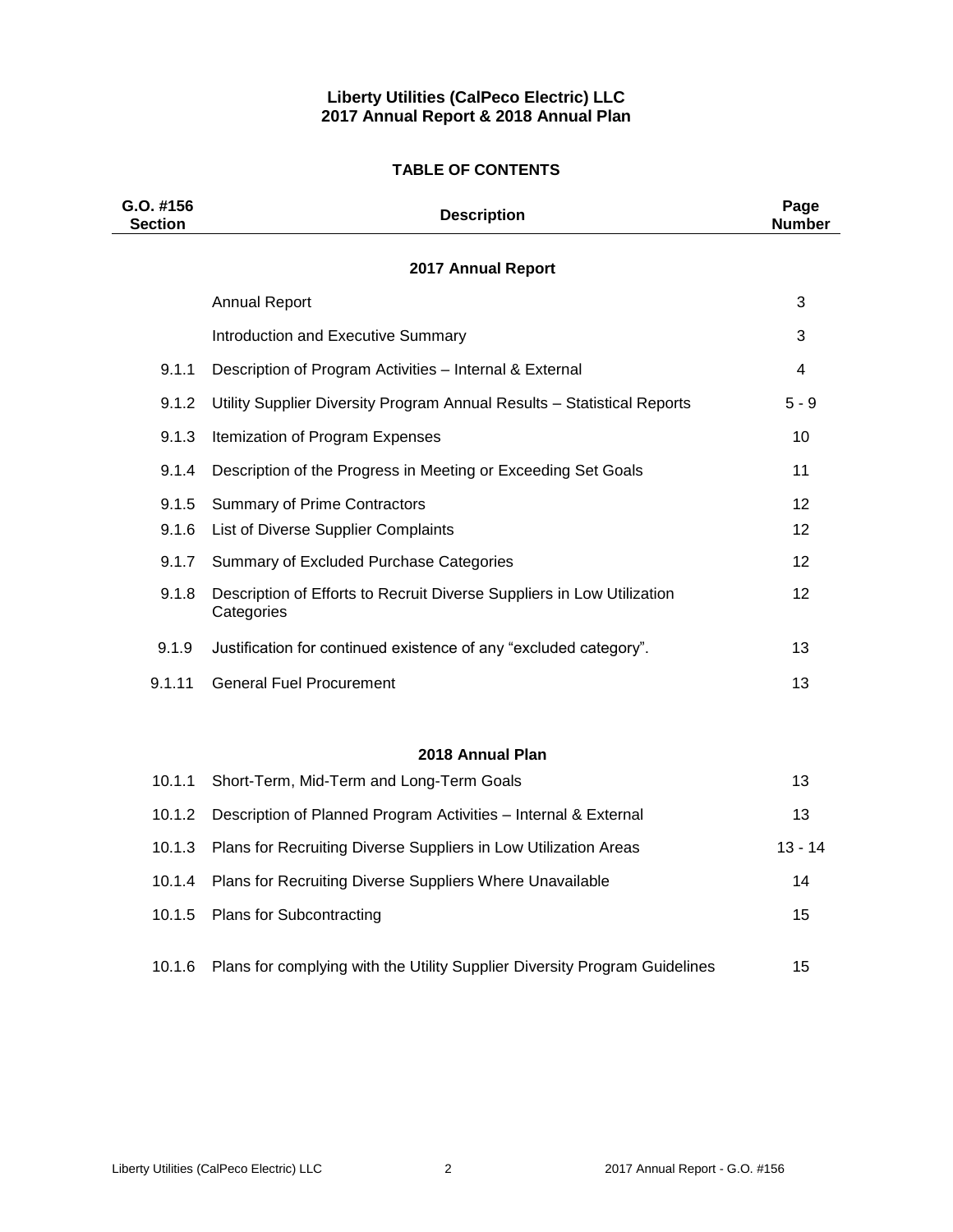**Liberty Utilities (CalPeco Electric) LLC**
**2017 Annual Report & 2018 Annual Plan**

## TABLE OF CONTENTS

| G.O. #156 Section | Description | Page Number |
|---|---|---|
| | **2017 Annual Report** | |
| | Annual Report | 3 |
| | Introduction and Executive Summary | 3 |
| 9.1.1 | Description of Program Activities – Internal & External | 4 |
| 9.1.2 | Utility Supplier Diversity Program Annual Results – Statistical Reports | 5 - 9 |
| 9.1.3 | Itemization of Program Expenses | 10 |
| 9.1.4 | Description of the Progress in Meeting or Exceeding Set Goals | 11 |
| 9.1.5 | Summary of Prime Contractors | 12 |
| 9.1.6 | List of Diverse Supplier Complaints | 12 |
| 9.1.7 | Summary of Excluded Purchase Categories | 12 |
| 9.1.8 | Description of Efforts to Recruit Diverse Suppliers in Low Utilization Categories | 12 |
| 9.1.9 | Justification for continued existence of any "excluded category". | 13 |
| 9.1.11 | General Fuel Procurement | 13 |
| | **2018 Annual Plan** | |
| 10.1.1 | Short-Term, Mid-Term and Long-Term Goals | 13 |
| 10.1.2 | Description of Planned Program Activities – Internal & External | 13 |
| 10.1.3 | Plans for Recruiting Diverse Suppliers in Low Utilization Areas | 13 - 14 |
| 10.1.4 | Plans for Recruiting Diverse Suppliers Where Unavailable | 14 |
| 10.1.5 | Plans for Subcontracting | 15 |
| 10.1.6 | Plans for complying with the Utility Supplier Diversity Program Guidelines | 15 |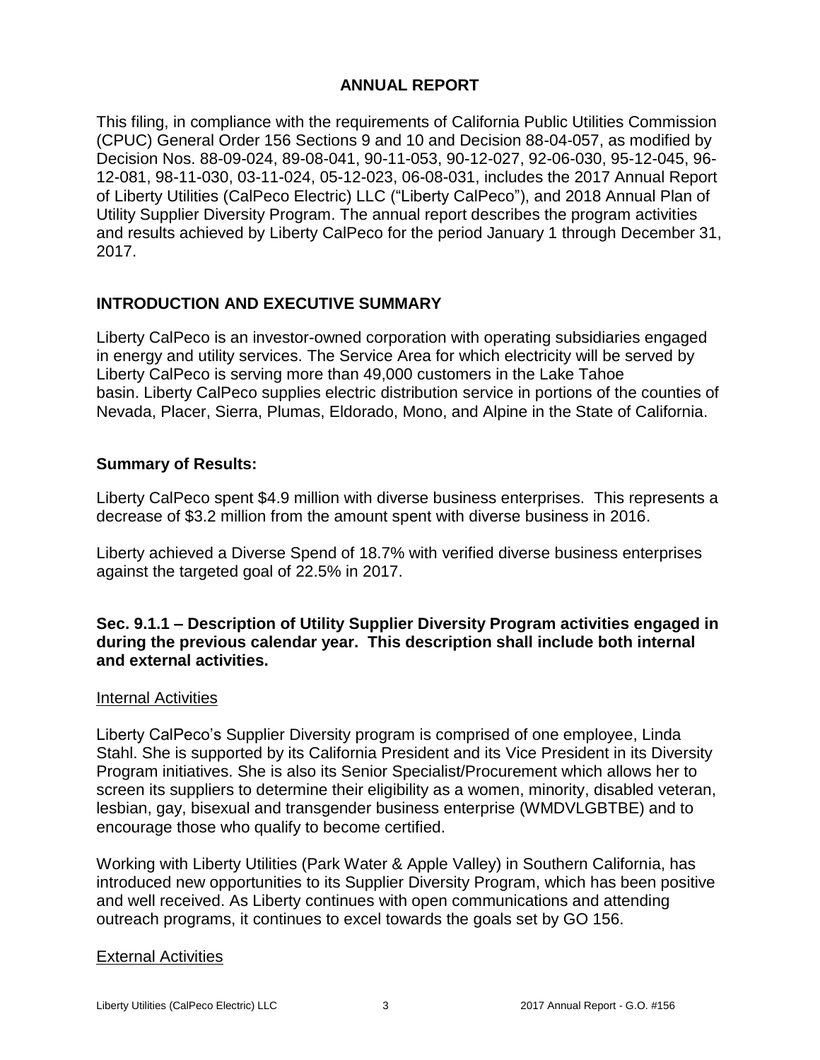# ANNUAL REPORT

This filing, in compliance with the requirements of California Public Utilities Commission (CPUC) General Order 156 Sections 9 and 10 and Decision 88-04-057, as modified by Decision Nos. 88-09-024, 89-08-041, 90-11-053, 90-12-027, 92-06-030, 95-12-045, 96-12-081, 98-11-030, 03-11-024, 05-12-023, 06-08-031, includes the 2017 Annual Report of Liberty Utilities (CalPeco Electric) LLC ("Liberty CalPeco"), and 2018 Annual Plan of Utility Supplier Diversity Program. The annual report describes the program activities and results achieved by Liberty CalPeco for the period January 1 through December 31, 2017.

## INTRODUCTION AND EXECUTIVE SUMMARY

Liberty CalPeco is an investor-owned corporation with operating subsidiaries engaged in energy and utility services. The Service Area for which electricity will be served by Liberty CalPeco is serving more than 49,000 customers in the Lake Tahoe basin. Liberty CalPeco supplies electric distribution service in portions of the counties of Nevada, Placer, Sierra, Plumas, Eldorado, Mono, and Alpine in the State of California.

### Summary of Results:

Liberty CalPeco spent $4.9 million with diverse business enterprises. This represents a decrease of $3.2 million from the amount spent with diverse business in 2016.

Liberty achieved a Diverse Spend of 18.7% with verified diverse business enterprises against the targeted goal of 22.5% in 2017.

### Sec. 9.1.1 – Description of Utility Supplier Diversity Program activities engaged in during the previous calendar year. This description shall include both internal and external activities.

Internal Activities

Liberty CalPeco's Supplier Diversity program is comprised of one employee, Linda Stahl. She is supported by its California President and its Vice President in its Diversity Program initiatives. She is also its Senior Specialist/Procurement which allows her to screen its suppliers to determine their eligibility as a women, minority, disabled veteran, lesbian, gay, bisexual and transgender business enterprise (WMDVLGBTBE) and to encourage those who qualify to become certified.

Working with Liberty Utilities (Park Water & Apple Valley) in Southern California, has introduced new opportunities to its Supplier Diversity Program, which has been positive and well received. As Liberty continues with open communications and attending outreach programs, it continues to excel towards the goals set by GO 156.

External Activities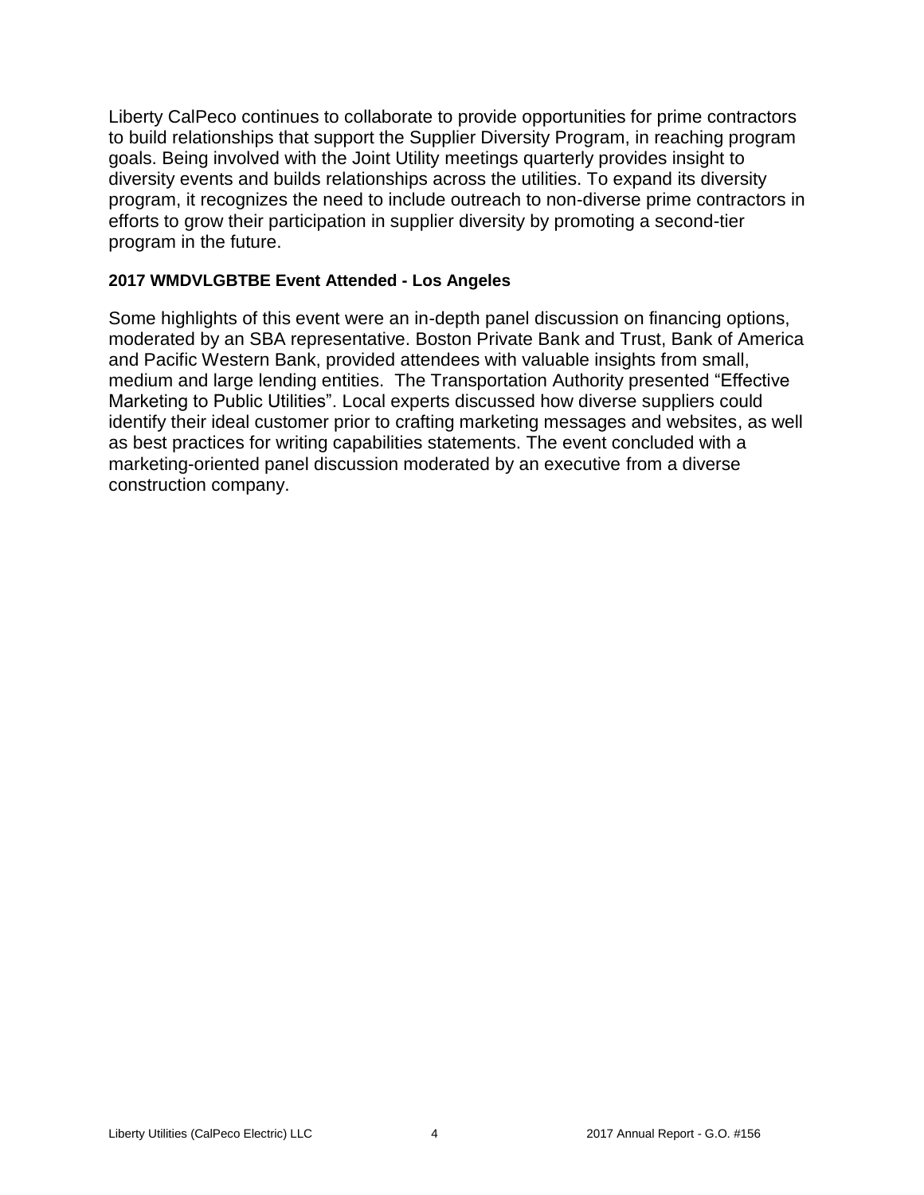Liberty CalPeco continues to collaborate to provide opportunities for prime contractors to build relationships that support the Supplier Diversity Program, in reaching program goals. Being involved with the Joint Utility meetings quarterly provides insight to diversity events and builds relationships across the utilities. To expand its diversity program, it recognizes the need to include outreach to non-diverse prime contractors in efforts to grow their participation in supplier diversity by promoting a second-tier program in the future.

**2017 WMDVLGBTBE Event Attended - Los Angeles**

Some highlights of this event were an in-depth panel discussion on financing options, moderated by an SBA representative. Boston Private Bank and Trust, Bank of America and Pacific Western Bank, provided attendees with valuable insights from small, medium and large lending entities. The Transportation Authority presented "Effective Marketing to Public Utilities". Local experts discussed how diverse suppliers could identify their ideal customer prior to crafting marketing messages and websites, as well as best practices for writing capabilities statements. The event concluded with a marketing-oriented panel discussion moderated by an executive from a diverse construction company.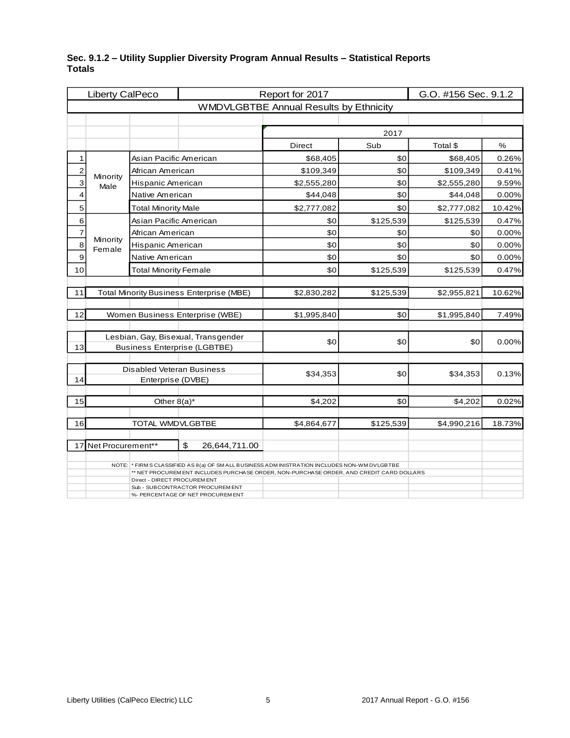**Sec. 9.1.2 – Utility Supplier Diversity Program Annual Results – Statistical Reports Totals**

| Liberty CalPeco | | | Report for 2017 | | G.O. #156 Sec. 9.1.2 | |
|---|---|---|---|---|---|---|
| **WMDVLGBTBE Annual Results by Ethnicity** | | | | | | |
| | | | 2017 | | | |
| | | | Direct | Sub | Total $ | % |
| 1 | Minority Male | Asian Pacific American | $68,405 | $0 | $68,405 | 0.26% |
| 2 | | African American | $109,349 | $0 | $109,349 | 0.41% |
| 3 | | Hispanic American | $2,555,280 | $0 | $2,555,280 | 9.59% |
| 4 | | Native American | $44,048 | $0 | $44,048 | 0.00% |
| 5 | | Total Minority Male | $2,777,082 | $0 | $2,777,082 | 10.42% |
| 6 | Minority Female | Asian Pacific American | $0 | $125,539 | $125,539 | 0.47% |
| 7 | | African American | $0 | $0 | $0 | 0.00% |
| 8 | | Hispanic American | $0 | $0 | $0 | 0.00% |
| 9 | | Native American | $0 | $0 | $0 | 0.00% |
| 10 | | Total Minority Female | $0 | $125,539 | $125,539 | 0.47% |
| 11 | Total Minority Business Enterprise (MBE) | | $2,830,282 | $125,539 | $2,955,821 | 10.62% |
| 12 | Women Business Enterprise (WBE) | | $1,995,840 | $0 | $1,995,840 | 7.49% |
| 13 | Lesbian, Gay, Bisexual, Transgender Business Enterprise (LGBTBE) | | $0 | $0 | $0 | 0.00% |
| 14 | Disabled Veteran Business Enterprise (DVBE) | | $34,353 | $0 | $34,353 | 0.13% |
| 15 | Other 8(a)* | | $4,202 | $0 | $4,202 | 0.02% |
| 16 | TOTAL WMDVLGBTBE | | $4,864,677 | $125,539 | $4,990,216 | 18.73% |
| 17 | Net Procurement** | $ 26,644,711.00 | | | | |

NOTE: * FIRMS CLASSIFIED AS 8(a) OF SMALL BUSINESS ADMINISTRATION INCLUDES NON-WMDVLGBTBE
** NET PROCUREMENT INCLUDES PURCHASE ORDER, NON-PURCHASE ORDER, AND CREDIT CARD DOLLARS
Direct - DIRECT PROCUREMENT
Sub - SUBCONTRACTOR PROCUREMENT
%- PERCENTAGE OF NET PROCUREMENT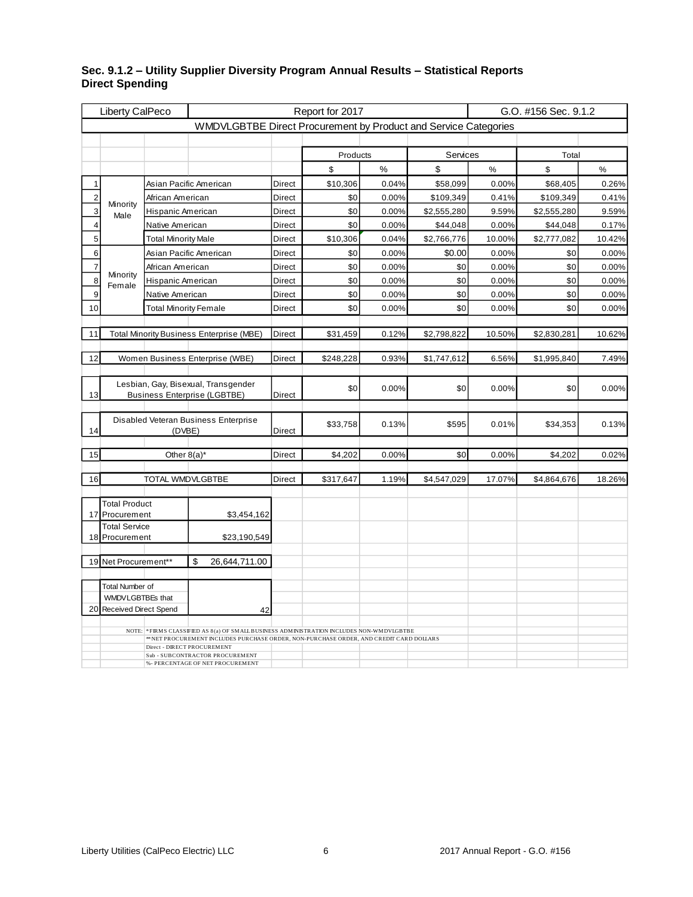**Sec. 9.1.2 – Utility Supplier Diversity Program Annual Results – Statistical Reports**
**Direct Spending**

| Liberty CalPeco | | | | Report for 2017 | | | | G.O. #156 Sec. 9.1.2 | |
|---|---|---|---|---|---|---|---|---|---|
| WMDVLGBTBE Direct Procurement by Product and Service Categories | | | | | | | | | |
| | | | | Products | | Services | | Total | |
| | | | | $ | % | $ | % | $ | % |
| 1 | Minority Male | Asian Pacific American | Direct | $10,306 | 0.04% | $58,099 | 0.00% | $68,405 | 0.26% |
| 2 | | African American | Direct | $0 | 0.00% | $109,349 | 0.41% | $109,349 | 0.41% |
| 3 | | Hispanic American | Direct | $0 | 0.00% | $2,555,280 | 9.59% | $2,555,280 | 9.59% |
| 4 | | Native American | Direct | $0 | 0.00% | $44,048 | 0.00% | $44,048 | 0.17% |
| 5 | | Total Minority Male | Direct | $10,306 | 0.04% | $2,766,776 | 10.00% | $2,777,082 | 10.42% |
| 6 | Minority Female | Asian Pacific American | Direct | $0 | 0.00% | $0.00 | 0.00% | $0 | 0.00% |
| 7 | | African American | Direct | $0 | 0.00% | $0 | 0.00% | $0 | 0.00% |
| 8 | | Hispanic American | Direct | $0 | 0.00% | $0 | 0.00% | $0 | 0.00% |
| 9 | | Native American | Direct | $0 | 0.00% | $0 | 0.00% | $0 | 0.00% |
| 10 | | Total Minority Female | Direct | $0 | 0.00% | $0 | 0.00% | $0 | 0.00% |
| 11 | Total Minority Business Enterprise (MBE) | | Direct | $31,459 | 0.12% | $2,798,822 | 10.50% | $2,830,281 | 10.62% |
| 12 | Women Business Enterprise (WBE) | | Direct | $248,228 | 0.93% | $1,747,612 | 6.56% | $1,995,840 | 7.49% |
| 13 | Lesbian, Gay, Bisexual, Transgender Business Enterprise (LGBTBE) | | Direct | $0 | 0.00% | $0 | 0.00% | $0 | 0.00% |
| 14 | Disabled Veteran Business Enterprise (DVBE) | | Direct | $33,758 | 0.13% | $595 | 0.01% | $34,353 | 0.13% |
| 15 | Other 8(a)* | | Direct | $4,202 | 0.00% | $0 | 0.00% | $4,202 | 0.02% |
| 16 | TOTAL WMDVLGBTBE | | Direct | $317,647 | 1.19% | $4,547,029 | 17.07% | $4,864,676 | 18.26% |
| 17 | Total Product Procurement | $3,454,162 | | | | | | | |
| 18 | Total Service Procurement | $23,190,549 | | | | | | | |
| 19 | Net Procurement** | $ 26,644,711.00 | | | | | | | |
| 20 | Total Number of WMDVLGBTBEs that Received Direct Spend | 42 | | | | | | | |

NOTE: * FIRMS CLASSIFIED AS 8(a) OF SMALL BUSINESS ADMINISTRATION INCLUDES NON-WMDVLGBTBE
** NET PROCUREMENT INCLUDES PURCHASE ORDER, NON-PURCHASE ORDER, AND CREDIT CARD DOLLARS
Direct - DIRECT PROCUREMENT
Sub - SUBCONTRACTOR PROCUREMENT
%- PERCENTAGE OF NET PROCUREMENT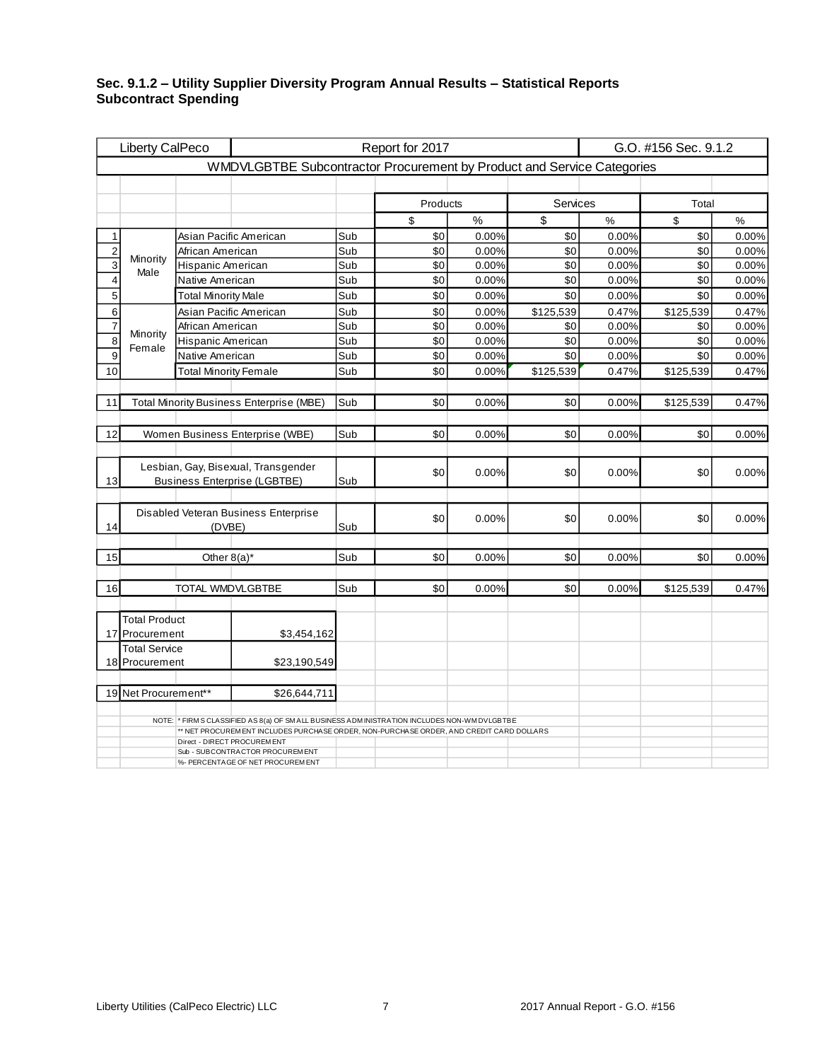**Sec. 9.1.2 – Utility Supplier Diversity Program Annual Results – Statistical Reports Subcontract Spending**

| | Liberty CalPeco | | | Report for 2017 | | | | G.O. #156 Sec. 9.1.2 | |
|---|---|---|---|---|---|---|---|---|---|
| | WMDVLGBTBE Subcontractor Procurement by Product and Service Categories | | | | | | | | |
| | | | | Products | | Services | | Total | |
| | | | | $ | % | $ | % | $ | % |
| 1 | Minority Male | Asian Pacific American | Sub | $0 | 0.00% | $0 | 0.00% | $0 | 0.00% |
| 2 | | African American | Sub | $0 | 0.00% | $0 | 0.00% | $0 | 0.00% |
| 3 | | Hispanic American | Sub | $0 | 0.00% | $0 | 0.00% | $0 | 0.00% |
| 4 | | Native American | Sub | $0 | 0.00% | $0 | 0.00% | $0 | 0.00% |
| 5 | | Total Minority Male | Sub | $0 | 0.00% | $0 | 0.00% | $0 | 0.00% |
| 6 | Minority Female | Asian Pacific American | Sub | $0 | 0.00% | $125,539 | 0.47% | $125,539 | 0.47% |
| 7 | | African American | Sub | $0 | 0.00% | $0 | 0.00% | $0 | 0.00% |
| 8 | | Hispanic American | Sub | $0 | 0.00% | $0 | 0.00% | $0 | 0.00% |
| 9 | | Native American | Sub | $0 | 0.00% | $0 | 0.00% | $0 | 0.00% |
| 10 | | Total Minority Female | Sub | $0 | 0.00% | $125,539 | 0.47% | $125,539 | 0.47% |
| 11 | Total Minority Business Enterprise (MBE) | | Sub | $0 | 0.00% | $0 | 0.00% | $125,539 | 0.47% |
| 12 | Women Business Enterprise (WBE) | | Sub | $0 | 0.00% | $0 | 0.00% | $0 | 0.00% |
| 13 | Lesbian, Gay, Bisexual, Transgender Business Enterprise (LGBTBE) | | Sub | $0 | 0.00% | $0 | 0.00% | $0 | 0.00% |
| 14 | Disabled Veteran Business Enterprise (DVBE) | | Sub | $0 | 0.00% | $0 | 0.00% | $0 | 0.00% |
| 15 | Other 8(a)* | | Sub | $0 | 0.00% | $0 | 0.00% | $0 | 0.00% |
| 16 | TOTAL WMDVLGBTBE | | Sub | $0 | 0.00% | $0 | 0.00% | $125,539 | 0.47% |
| 17 | Total Product Procurement | $3,454,162 | | | | | | | |
| 18 | Total Service Procurement | $23,190,549 | | | | | | | |
| 19 | Net Procurement** | $26,644,711 | | | | | | | |

NOTE: * FIRMS CLASSIFIED AS 8(a) OF SMALL BUSINESS ADMINISTRATION INCLUDES NON-WMDVLGBTBE
** NET PROCUREMENT INCLUDES PURCHASE ORDER, NON-PURCHASE ORDER, AND CREDIT CARD DOLLARS
Direct - DIRECT PROCUREMENT
Sub - SUBCONTRACTOR PROCUREMENT
%- PERCENTAGE OF NET PROCUREMENT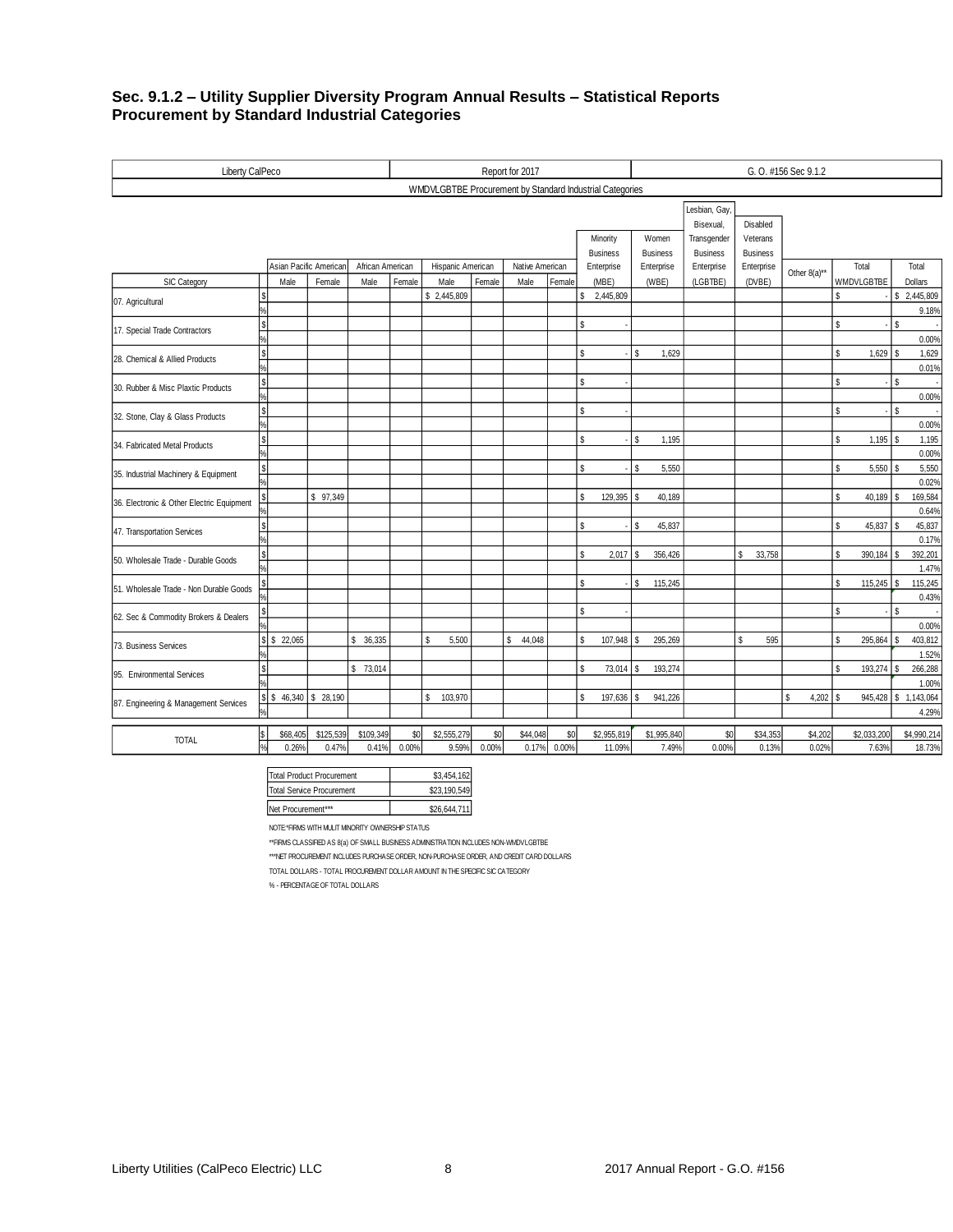## Sec. 9.1.2 – Utility Supplier Diversity Program Annual Results – Statistical Reports
## Procurement by Standard Industrial Categories

| Liberty CalPeco | | | | | | | Report for 2017 | | | | | | | G. O. #156 Sec 9.1.2 | | | |
|---|---|---|---|---|---|---|---|---|---|---|---|---|---|---|---|---|---|
| WMDVLGBTBE Procurement by Standard Industrial Categories | | | | | | | | | | | | | | | | | |
| | | Asian Pacific American | | African American | | Hispanic American | | Native American | | Minority Business Enterprise | Women Business Enterprise | Lesbian, Gay, Bisexual, Transgender Business Enterprise | Disabled Veterans Business Enterprise | Other 8(a)** | Total | Total |
| SIC Category | | Male | Female | Male | Female | Male | Female | Male | Female | (MBE) | (WBE) | (LGBTBE) | (DVBE) | | WMDVLGBTBE | Dollars |
| 07. Agricultural | $ | | | | | $ 2,445,809 | | | | $ 2,445,809 | | | | | $ - | $ 2,445,809 |
| | % | | | | | | | | | | | | | | | 9.18% |
| 17. Special Trade Contractors | $ | | | | | | | | | $ - | | | | | $ - | $ - |
| | % | | | | | | | | | | | | | | | 0.00% |
| 28. Chemical & Allied Products | $ | | | | | | | | | $ - | $ 1,629 | | | | $ 1,629 | $ 1,629 |
| | % | | | | | | | | | | | | | | | 0.01% |
| 30. Rubber & Misc Plaxtic Products | $ | | | | | | | | | $ - | | | | | $ - | $ - |
| | % | | | | | | | | | | | | | | | 0.00% |
| 32. Stone, Clay & Glass Products | $ | | | | | | | | | $ - | | | | | $ - | $ - |
| | % | | | | | | | | | | | | | | | 0.00% |
| 34. Fabricated Metal Products | $ | | | | | | | | | $ - | $ 1,195 | | | | $ 1,195 | $ 1,195 |
| | % | | | | | | | | | | | | | | | 0.00% |
| 35. Industrial Machinery & Equipment | $ | | | | | | | | | $ - | $ 5,550 | | | | $ 5,550 | $ 5,550 |
| | % | | | | | | | | | | | | | | | 0.02% |
| 36. Electronic & Other Electric Equipment | $ | | $ 97,349 | | | | | | | $ 129,395 | $ 40,189 | | | | $ 40,189 | $ 169,584 |
| | % | | | | | | | | | | | | | | | 0.64% |
| 47. Transportation Services | $ | | | | | | | | | $ - | $ 45,837 | | | | $ 45,837 | $ 45,837 |
| | % | | | | | | | | | | | | | | | 0.17% |
| 50. Wholesale Trade - Durable Goods | $ | | | | | | | | | $ 2,017 | $ 356,426 | | $ 33,758 | | $ 390,184 | $ 392,201 |
| | % | | | | | | | | | | | | | | | 1.47% |
| 51. Wholesale Trade - Non Durable Goods | $ | | | | | | | | | $ - | $ 115,245 | | | | $ 115,245 | $ 115,245 |
| | % | | | | | | | | | | | | | | | 0.43% |
| 62. Sec & Commodity Brokers & Dealers | $ | | | | | | | | | $ - | | | | | $ - | $ - |
| | % | | | | | | | | | | | | | | | 0.00% |
| 73. Business Services | $ | $ 22,065 | | $ 36,335 | | $ 5,500 | | $ 44,048 | | $ 107,948 | $ 295,269 | | $ 595 | | $ 295,864 | $ 403,812 |
| | % | | | | | | | | | | | | | | | 1.52% |
| 95. Environmental Services | $ | | | $ 73,014 | | | | | | $ 73,014 | $ 193,274 | | | | $ 193,274 | $ 266,288 |
| | % | | | | | | | | | | | | | | | 1.00% |
| 87. Engineering & Management Services | $ | $ 46,340 | $ 28,190 | | | $ 103,970 | | | | $ 197,636 | $ 941,226 | | | $ 4,202 | $ 945,428 | $ 1,143,064 |
| | % | | | | | | | | | | | | | | | 4.29% |
| TOTAL | $ | $68,405 | $125,539 | $109,349 | $0 | $2,555,279 | $0 | $44,048 | $0 | $2,955,819 | $1,995,840 | $0 | $34,353 | $4,202 | $2,033,200 | $4,990,214 |
| | % | 0.26% | 0.47% | 0.41% | 0.00% | 9.59% | 0.00% | 0.17% | 0.00% | 11.09% | 7.49% | 0.00% | 0.13% | 0.02% | 7.63% | 18.73% |

| | |
|---|---|
| Total Product Procurement | $3,454,162 |
| Total Service Procurement | $23,190,549 |
| Net Procurement*** | $26,644,711 |

NOTE:*FIRMS WITH MULIT MINORITY OWNERSHIP STATUS

**FIRMS CLASSIFIED AS 8(a) OF SMALL BUSINESS ADMINISTRATION INCLUDES NON-WMDVLGBTBE

***NET PROCUREMENT INCLUDES PURCHASE ORDER, NON-PURCHASE ORDER, AND CREDIT CARD DOLLARS

TOTAL DOLLARS - TOTAL PROCUREMENT DOLLAR AMOUNT IN THE SPECIFIC SIC CATEGORY

% - PERCENTAGE OF TOTAL DOLLARS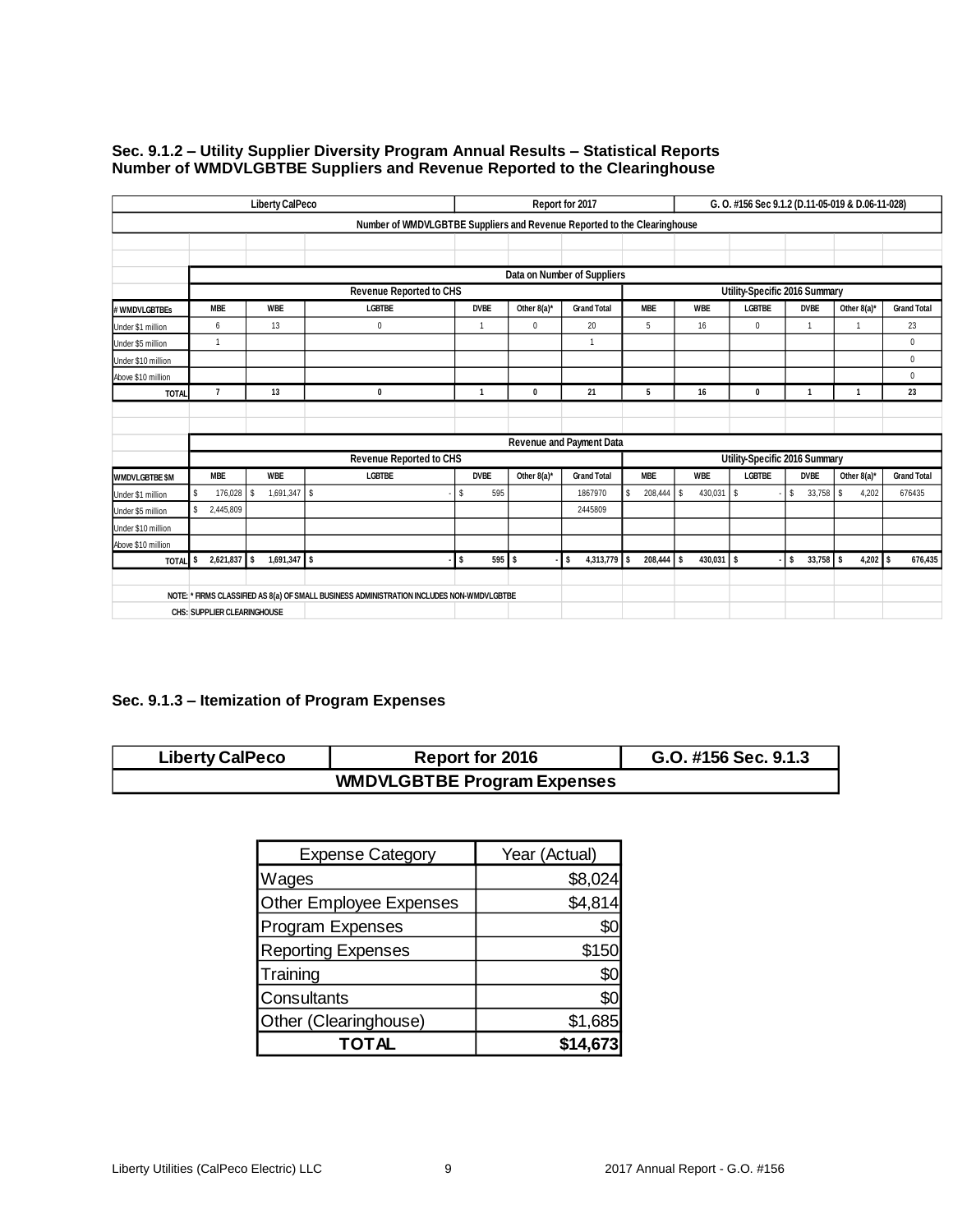### Sec. 9.1.2 – Utility Supplier Diversity Program Annual Results – Statistical Reports
### Number of WMDVLGBTBE Suppliers and Revenue Reported to the Clearinghouse

| Liberty CalPeco | | | | Report for 2017 | | | G. O. #156 Sec 9.1.2 (D.11-05-019 & D.06-11-028) | | | | | |
|---|---|---|---|---|---|---|---|---|---|---|---|---|
| Number of WMDVLGBTBE Suppliers and Revenue Reported to the Clearinghouse | | | | | | | | | | | | |
| | Data on Number of Suppliers | | | | | | | | | | | |
| | Revenue Reported to CHS | | | | | | Utility-Specific 2016 Summary | | | | | |
| # WMDVLGBTBEs | MBE | WBE | LGBTBE | DVBE | Other 8(a)* | Grand Total | MBE | WBE | LGBTBE | DVBE | Other 8(a)* | Grand Total |
| Under $1 million | 6 | 13 | 0 | 1 | 0 | 20 | 5 | 16 | 0 | 1 | 1 | 23 |
| Under $5 million | 1 | | | | | 1 | | | | | | 0 |
| Under $10 million | | | | | | | | | | | | 0 |
| Above $10 million | | | | | | | | | | | | 0 |
| TOTAL | 7 | 13 | 0 | 1 | 0 | 21 | 5 | 16 | 0 | 1 | 1 | 23 |
| | Revenue and Payment Data | | | | | | | | | | | |
| | Revenue Reported to CHS | | | | | | Utility-Specific 2016 Summary | | | | | |
| WMDVLGBTBE $M | MBE | WBE | LGBTBE | DVBE | Other 8(a)* | Grand Total | MBE | WBE | LGBTBE | DVBE | Other 8(a)* | Grand Total |
| Under $1 million | $ 176,028 | $ 1,691,347 | $ - | $ 595 | | 1867970 | $ 208,444 | $ 430,031 | $ - | $ 33,758 | $ 4,202 | 676435 |
| Under $5 million | $ 2,445,809 | | | | | 2445809 | | | | | | |
| Under $10 million | | | | | | | | | | | | |
| Above $10 million | | | | | | | | | | | | |
| TOTAL | $ 2,621,837 | $ 1,691,347 | $ - | $ 595 | $ - | $ 4,313,779 | $ 208,444 | $ 430,031 | $ - | $ 33,758 | $ 4,202 | $ 676,435 |

NOTE: * FIRMS CLASSIFIED AS 8(a) OF SMALL BUSINESS ADMINISTRATION INCLUDES NON-WMDVLGBTBE

CHS: SUPPLIER CLEARINGHOUSE

### Sec. 9.1.3 – Itemization of Program Expenses

| Liberty CalPeco | Report for 2016 | G.O. #156 Sec. 9.1.3 |
|---|---|---|
| WMDVLGBTBE Program Expenses | | |

| Expense Category | Year (Actual) |
|---|---|
| Wages | $8,024 |
| Other Employee Expenses | $4,814 |
| Program Expenses | $0 |
| Reporting Expenses | $150 |
| Training | $0 |
| Consultants | $0 |
| Other (Clearinghouse) | $1,685 |
| **TOTAL** | **$14,673** |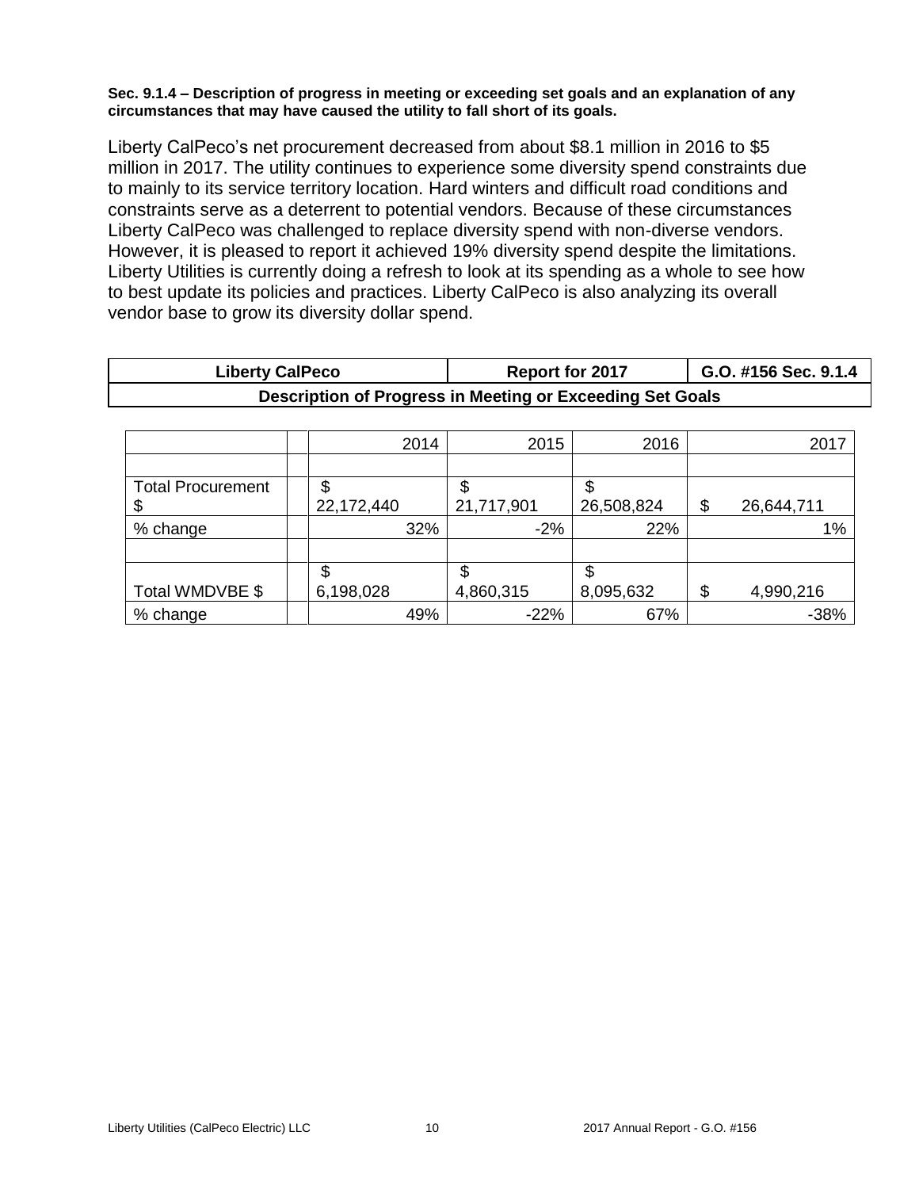**Sec. 9.1.4 – Description of progress in meeting or exceeding set goals and an explanation of any circumstances that may have caused the utility to fall short of its goals.**

Liberty CalPeco's net procurement decreased from about $8.1 million in 2016 to $5 million in 2017. The utility continues to experience some diversity spend constraints due to mainly to its service territory location. Hard winters and difficult road conditions and constraints serve as a deterrent to potential vendors. Because of these circumstances Liberty CalPeco was challenged to replace diversity spend with non-diverse vendors. However, it is pleased to report it achieved 19% diversity spend despite the limitations. Liberty Utilities is currently doing a refresh to look at its spending as a whole to see how to best update its policies and practices. Liberty CalPeco is also analyzing its overall vendor base to grow its diversity dollar spend.

| Liberty CalPeco | Report for 2017 | G.O. #156 Sec. 9.1.4 |
|---|---|---|
| **Description of Progress in Meeting or Exceeding Set Goals** | | |

| | | 2014 | 2015 | 2016 | 2017 |
|---|---|---|---|---|---|
| | | | | | |
| Total Procurement $ | | $ 22,172,440 | $ 21,717,901 | $ 26,508,824 | $ 26,644,711 |
| % change | | 32% | -2% | 22% | 1% |
| | | | | | |
| Total WMDVBE $ | | $ 6,198,028 | $ 4,860,315 | $ 8,095,632 | $ 4,990,216 |
| % change | | 49% | -22% | 67% | -38% |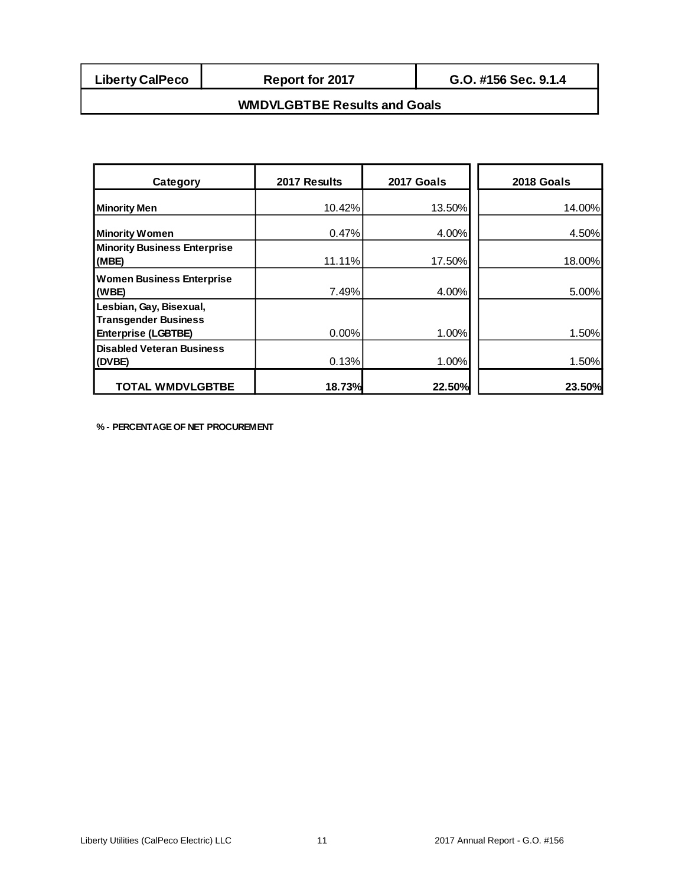| Liberty CalPeco | Report for 2017 | G.O. #156 Sec. 9.1.4 |
| --- | --- | --- |

## WMDVLGBTBE Results and Goals

| Category | 2017 Results | 2017 Goals | 2018 Goals |
| --- | --- | --- | --- |
| **Minority Men** | 10.42% | 13.50% | 14.00% |
| **Minority Women** | 0.47% | 4.00% | 4.50% |
| **Minority Business Enterprise (MBE)** | 11.11% | 17.50% | 18.00% |
| **Women Business Enterprise (WBE)** | 7.49% | 4.00% | 5.00% |
| **Lesbian, Gay, Bisexual, Transgender Business Enterprise (LGBTBE)** | 0.00% | 1.00% | 1.50% |
| **Disabled Veteran Business (DVBE)** | 0.13% | 1.00% | 1.50% |
| **TOTAL WMDVLGBTBE** | **18.73%** | **22.50%** | **23.50%** |

**% - PERCENTAGE OF NET PROCUREMENT**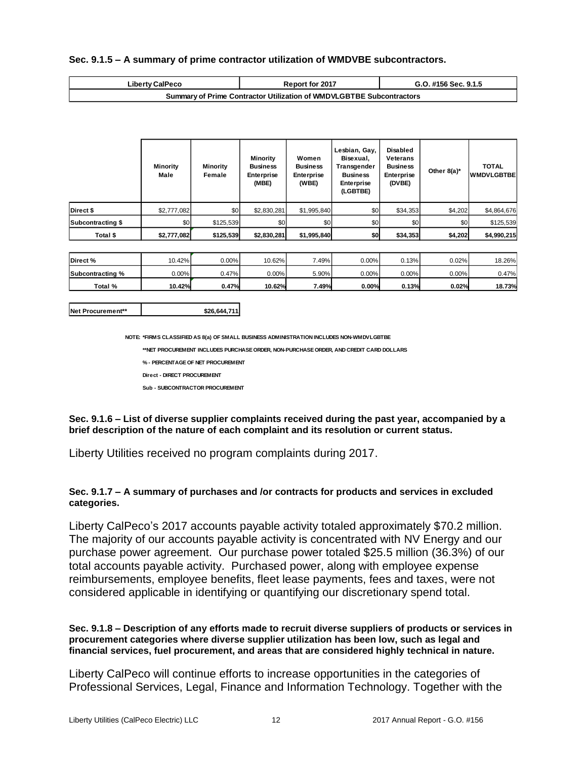**Sec. 9.1.5 – A summary of prime contractor utilization of WMDVBE subcontractors.**

| Liberty CalPeco | Report for 2017 | G.O. #156 Sec. 9.1.5 |
|---|---|---|
| Summary of Prime Contractor Utilization of WMDVLGBTBE Subcontractors | | |

| | Minority Male | Minority Female | Minority Business Enterprise (MBE) | Women Business Enterprise (WBE) | Lesbian, Gay, Bisexual, Transgender Business Enterprise (LGBTBE) | Disabled Veterans Business Enterprise (DVBE) | Other 8(a)* | TOTAL WMDVLGBTBE |
|---|---|---|---|---|---|---|---|---|
| Direct $ | $2,777,082 | $0 | $2,830,281 | $1,995,840 | $0 | $34,353 | $4,202 | $4,864,676 |
| Subcontracting $ | $0 | $125,539 | $0 | $0 | $0 | $0 | $0 | $125,539 |
| **Total $** | **$2,777,082** | **$125,539** | **$2,830,281** | **$1,995,840** | **$0** | **$34,353** | **$4,202** | **$4,990,215** |
| Direct % | 10.42% | 0.00% | 10.62% | 7.49% | 0.00% | 0.13% | 0.02% | 18.26% |
| Subcontracting % | 0.00% | 0.47% | 0.00% | 5.90% | 0.00% | 0.00% | 0.00% | 0.47% |
| **Total %** | **10.42%** | **0.47%** | **10.62%** | **7.49%** | **0.00%** | **0.13%** | **0.02%** | **18.73%** |

| Net Procurement** | $26,644,711 |
|---|---|

NOTE: *FIRMS CLASSIFIED AS 8(a) OF SMALL BUSINESS ADMINISTRATION INCLUDES NON-WMDVLGBTBE

**NET PROCUREMENT INCLUDES PURCHASE ORDER, NON-PURCHASE ORDER, AND CREDIT CARD DOLLARS

% - PERCENTAGE OF NET PROCUREMENT

Direct - DIRECT PROCUREMENT

Sub - SUBCONTRACTOR PROCUREMENT

**Sec. 9.1.6 – List of diverse supplier complaints received during the past year, accompanied by a brief description of the nature of each complaint and its resolution or current status.**

Liberty Utilities received no program complaints during 2017.

**Sec. 9.1.7 – A summary of purchases and /or contracts for products and services in excluded categories.**

Liberty CalPeco's 2017 accounts payable activity totaled approximately $70.2 million. The majority of our accounts payable activity is concentrated with NV Energy and our purchase power agreement. Our purchase power totaled $25.5 million (36.3%) of our total accounts payable activity. Purchased power, along with employee expense reimbursements, employee benefits, fleet lease payments, fees and taxes, were not considered applicable in identifying or quantifying our discretionary spend total.

**Sec. 9.1.8 – Description of any efforts made to recruit diverse suppliers of products or services in procurement categories where diverse supplier utilization has been low, such as legal and financial services, fuel procurement, and areas that are considered highly technical in nature.**

Liberty CalPeco will continue efforts to increase opportunities in the categories of Professional Services, Legal, Finance and Information Technology. Together with the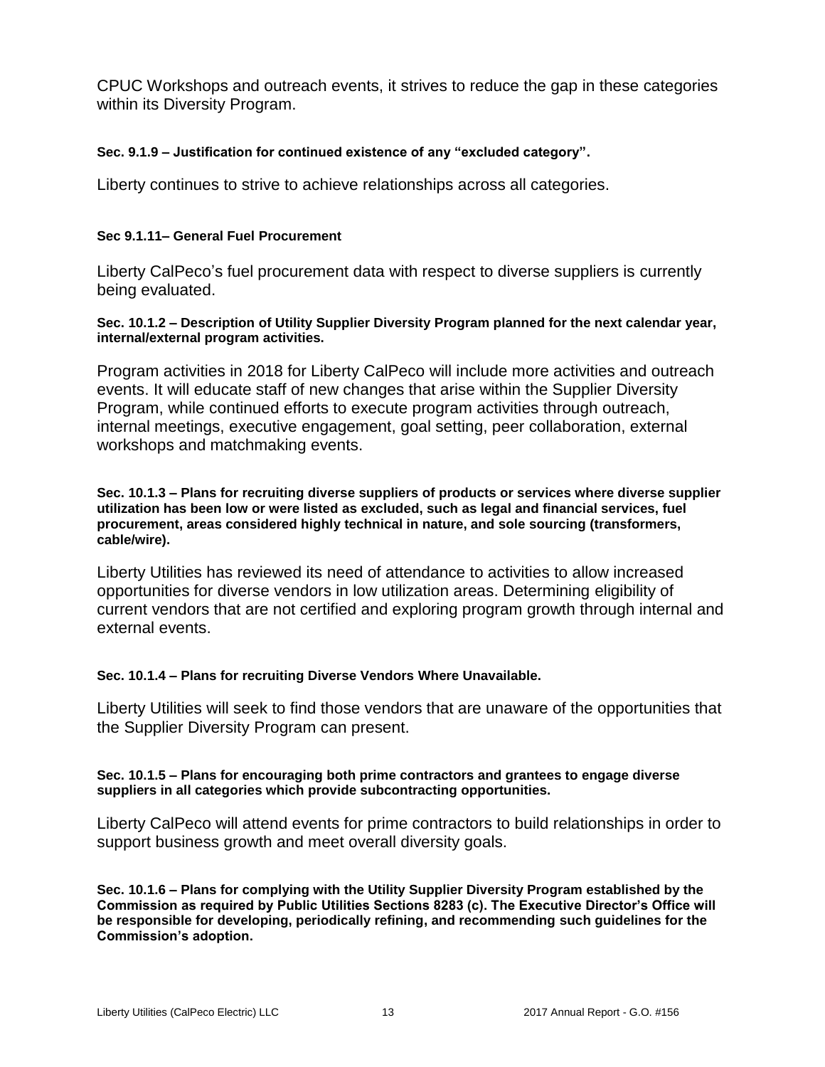CPUC Workshops and outreach events, it strives to reduce the gap in these categories within its Diversity Program.

**Sec. 9.1.9 – Justification for continued existence of any "excluded category".**

Liberty continues to strive to achieve relationships across all categories.

**Sec 9.1.11– General Fuel Procurement**

Liberty CalPeco's fuel procurement data with respect to diverse suppliers is currently being evaluated.

**Sec. 10.1.2 – Description of Utility Supplier Diversity Program planned for the next calendar year, internal/external program activities.**

Program activities in 2018 for Liberty CalPeco will include more activities and outreach events. It will educate staff of new changes that arise within the Supplier Diversity Program, while continued efforts to execute program activities through outreach, internal meetings, executive engagement, goal setting, peer collaboration, external workshops and matchmaking events.

**Sec. 10.1.3 – Plans for recruiting diverse suppliers of products or services where diverse supplier utilization has been low or were listed as excluded, such as legal and financial services, fuel procurement, areas considered highly technical in nature, and sole sourcing (transformers, cable/wire).**

Liberty Utilities has reviewed its need of attendance to activities to allow increased opportunities for diverse vendors in low utilization areas. Determining eligibility of current vendors that are not certified and exploring program growth through internal and external events.

**Sec. 10.1.4 – Plans for recruiting Diverse Vendors Where Unavailable.**

Liberty Utilities will seek to find those vendors that are unaware of the opportunities that the Supplier Diversity Program can present.

**Sec. 10.1.5 – Plans for encouraging both prime contractors and grantees to engage diverse suppliers in all categories which provide subcontracting opportunities.**

Liberty CalPeco will attend events for prime contractors to build relationships in order to support business growth and meet overall diversity goals.

**Sec. 10.1.6 – Plans for complying with the Utility Supplier Diversity Program established by the Commission as required by Public Utilities Sections 8283 (c). The Executive Director's Office will be responsible for developing, periodically refining, and recommending such guidelines for the Commission's adoption.**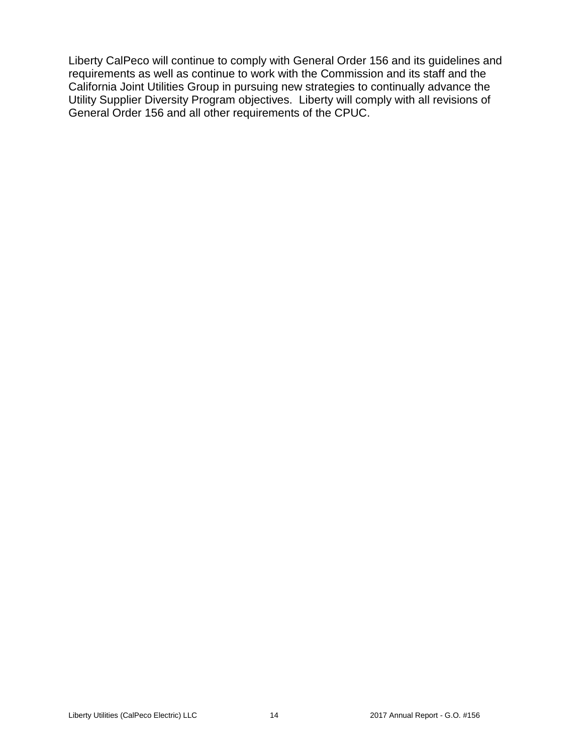Liberty CalPeco will continue to comply with General Order 156 and its guidelines and requirements as well as continue to work with the Commission and its staff and the California Joint Utilities Group in pursuing new strategies to continually advance the Utility Supplier Diversity Program objectives.  Liberty will comply with all revisions of General Order 156 and all other requirements of the CPUC.